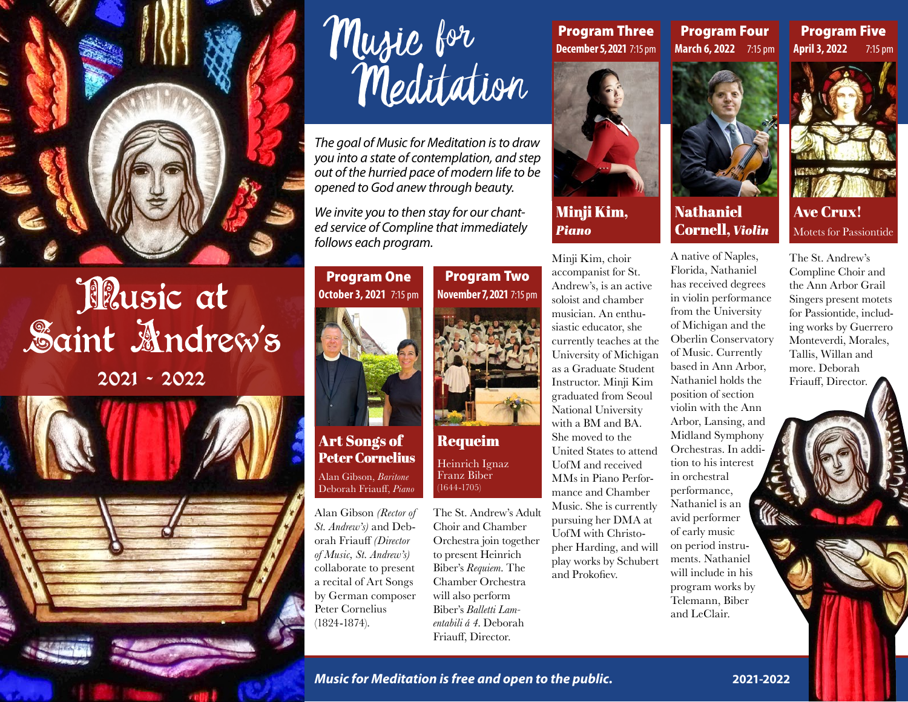# Music at Saint Andrew's

2021 - 2022

# Music for Meditation

*The goal of Music for Meditation is to draw you into a state of contemplation, and step out of the hurried pace of modern life to be opened to God anew through beauty.*

*We invite you to then stay for our chanted service of Compline that immediately follows each program.*

## Program One

**October 3, 2021** 7:15 pm

### Art Songs of Peter Cornelius

Alan Gibson, *Baritone*
Deborah Friauff, *Piano*

Alan Gibson *(Rector of St. Andrew's)* and Deborah Friauff *(Director of Music, St. Andrew's)* collaborate to present a recital of Art Songs by German composer Peter Cornelius (1824-1874).

## Program Two

**November 7, 2021** 7:15 pm

### Requeim

Heinrich Ignaz Franz Biber (1644-1705)

The St. Andrew's Adult Choir and Chamber Orchestra join together to present Heinrich Biber's *Requiem*. The Chamber Orchestra will also perform Biber's *Balletti Lamentabili á 4*. Deborah Friauff, Director.

## Program Three

**December 5, 2021** 7:15 pm

### Minji Kim, *Piano*

Minji Kim, choir accompanist for St. Andrew's, is an active soloist and chamber musician. An enthusiastic educator, she currently teaches at the University of Michigan as a Graduate Student Instructor. Minji Kim graduated from Seoul National University with a BM and BA. She moved to the United States to attend UofM and received MMs in Piano Performance and Chamber Music. She is currently pursuing her DMA at UofM with Christopher Harding, and will play works by Schubert and Prokofiev.

## Program Four

**March 6, 2022** 7:15 pm

### Nathaniel Cornell, *Violin*

A native of Naples, Florida, Nathaniel has received degrees in violin performance from the University of Michigan and the Oberlin Conservatory of Music. Currently based in Ann Arbor, Nathaniel holds the position of section violin with the Ann Arbor, Lansing, and Midland Symphony Orchestras. In addition to his interest in orchestral performance, Nathaniel is an avid performer of early music on period instruments. Nathaniel will include in his program works by Telemann, Biber and LeClair.

## Program Five

**April 3, 2022** 7:15 pm

### Ave Crux!

Motets for Passiontide

The St. Andrew's Compline Choir and the Ann Arbor Grail Singers present motets for Passiontide, including works by Guerrero Monteverdi, Morales, Tallis, Willan and more. Deborah Friauff, Director.

***Music for Meditation is free and open to the public.***

**2021-2022**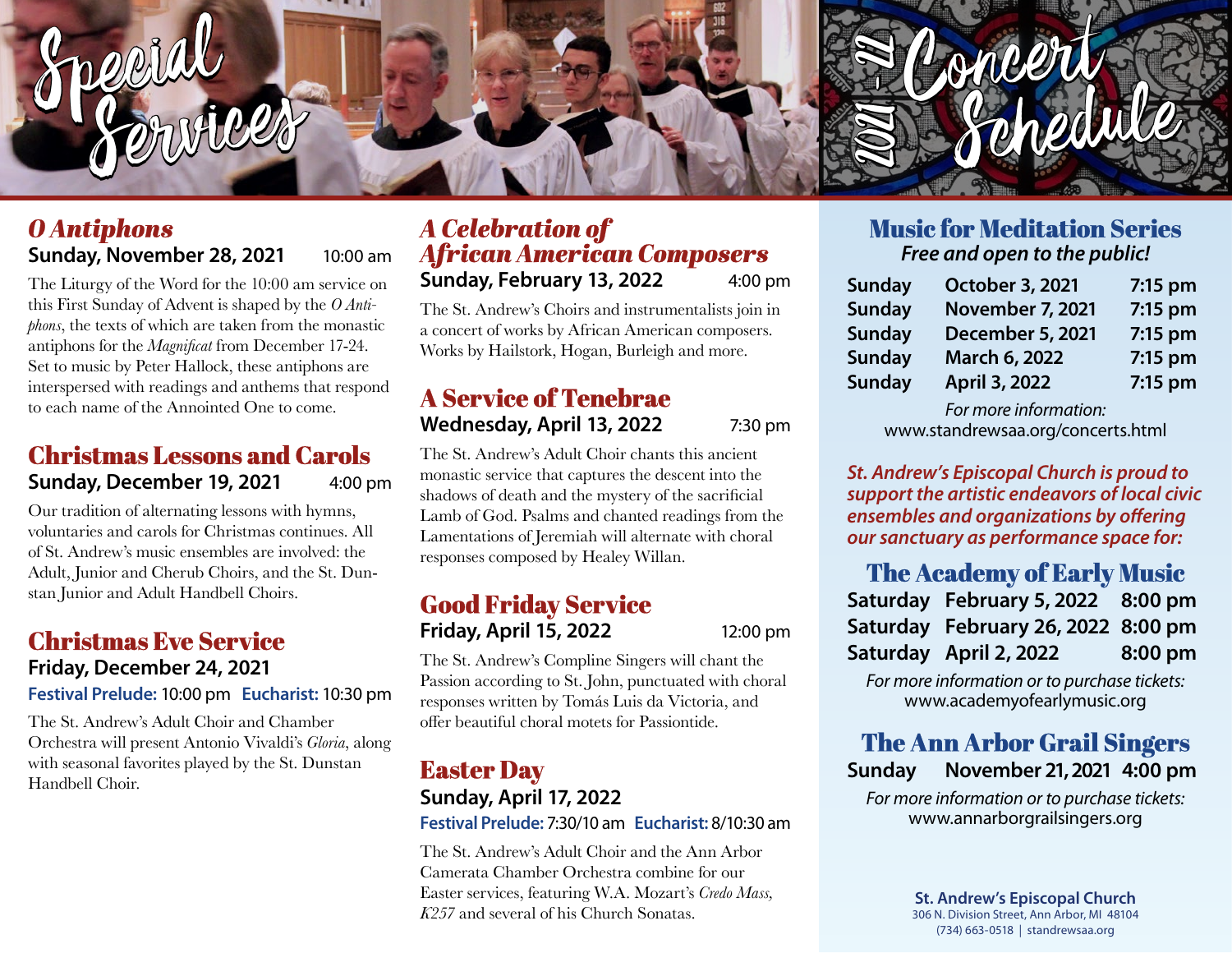# Special Services

# 2021-22 Concert Schedule

## *O Antiphons*

**Sunday, November 28, 2021** 10:00 am

The Liturgy of the Word for the 10:00 am service on this First Sunday of Advent is shaped by the *O Antiphons*, the texts of which are taken from the monastic antiphons for the *Magnificat* from December 17-24. Set to music by Peter Hallock, these antiphons are interspersed with readings and anthems that respond to each name of the Annointed One to come.

## Christmas Lessons and Carols

**Sunday, December 19, 2021** 4:00 pm

Our tradition of alternating lessons with hymns, voluntaries and carols for Christmas continues. All of St. Andrew's music ensembles are involved: the Adult, Junior and Cherub Choirs, and the St. Dunstan Junior and Adult Handbell Choirs.

## Christmas Eve Service

**Friday, December 24, 2021**

**Festival Prelude:** 10:00 pm **Eucharist:** 10:30 pm

The St. Andrew's Adult Choir and Chamber Orchestra will present Antonio Vivaldi's *Gloria*, along with seasonal favorites played by the St. Dunstan Handbell Choir.

## *A Celebration of African American Composers*

**Sunday, February 13, 2022** 4:00 pm

The St. Andrew's Choirs and instrumentalists join in a concert of works by African American composers. Works by Hailstork, Hogan, Burleigh and more.

## A Service of Tenebrae

**Wednesday, April 13, 2022** 7:30 pm

The St. Andrew's Adult Choir chants this ancient monastic service that captures the descent into the shadows of death and the mystery of the sacrificial Lamb of God. Psalms and chanted readings from the Lamentations of Jeremiah will alternate with choral responses composed by Healey Willan.

## Good Friday Service

**Friday, April 15, 2022** 12:00 pm

The St. Andrew's Compline Singers will chant the Passion according to St. John, punctuated with choral responses written by Tomás Luis da Victoria, and offer beautiful choral motets for Passiontide.

## Easter Day

**Sunday, April 17, 2022**

**Festival Prelude:** 7:30/10 am **Eucharist:** 8/10:30 am

The St. Andrew's Adult Choir and the Ann Arbor Camerata Chamber Orchestra combine for our Easter services, featuring W.A. Mozart's *Credo Mass, K257* and several of his Church Sonatas.

## Music for Meditation Series

***Free and open to the public!***

| | | |
|---|---|---|
| **Sunday** | **October 3, 2021** | **7:15 pm** |
| **Sunday** | **November 7, 2021** | **7:15 pm** |
| **Sunday** | **December 5, 2021** | **7:15 pm** |
| **Sunday** | **March 6, 2022** | **7:15 pm** |
| **Sunday** | **April 3, 2022** | **7:15 pm** |

*For more information:*
www.standrewsaa.org/concerts.html

***St. Andrew's Episcopal Church is proud to support the artistic endeavors of local civic ensembles and organizations by offering our sanctuary as performance space for:***

## The Academy of Early Music

| | | |
|---|---|---|
| **Saturday** | **February 5, 2022** | **8:00 pm** |
| **Saturday** | **February 26, 2022** | **8:00 pm** |
| **Saturday** | **April 2, 2022** | **8:00 pm** |

*For more information or to purchase tickets:*
www.academyofearlymusic.org

## The Ann Arbor Grail Singers

**Sunday November 21, 2021 4:00 pm**

*For more information or to purchase tickets:*
www.annarborgrailsingers.org

**St. Andrew's Episcopal Church**
306 N. Division Street, Ann Arbor, MI 48104
(734) 663-0518 | standrewsaa.org